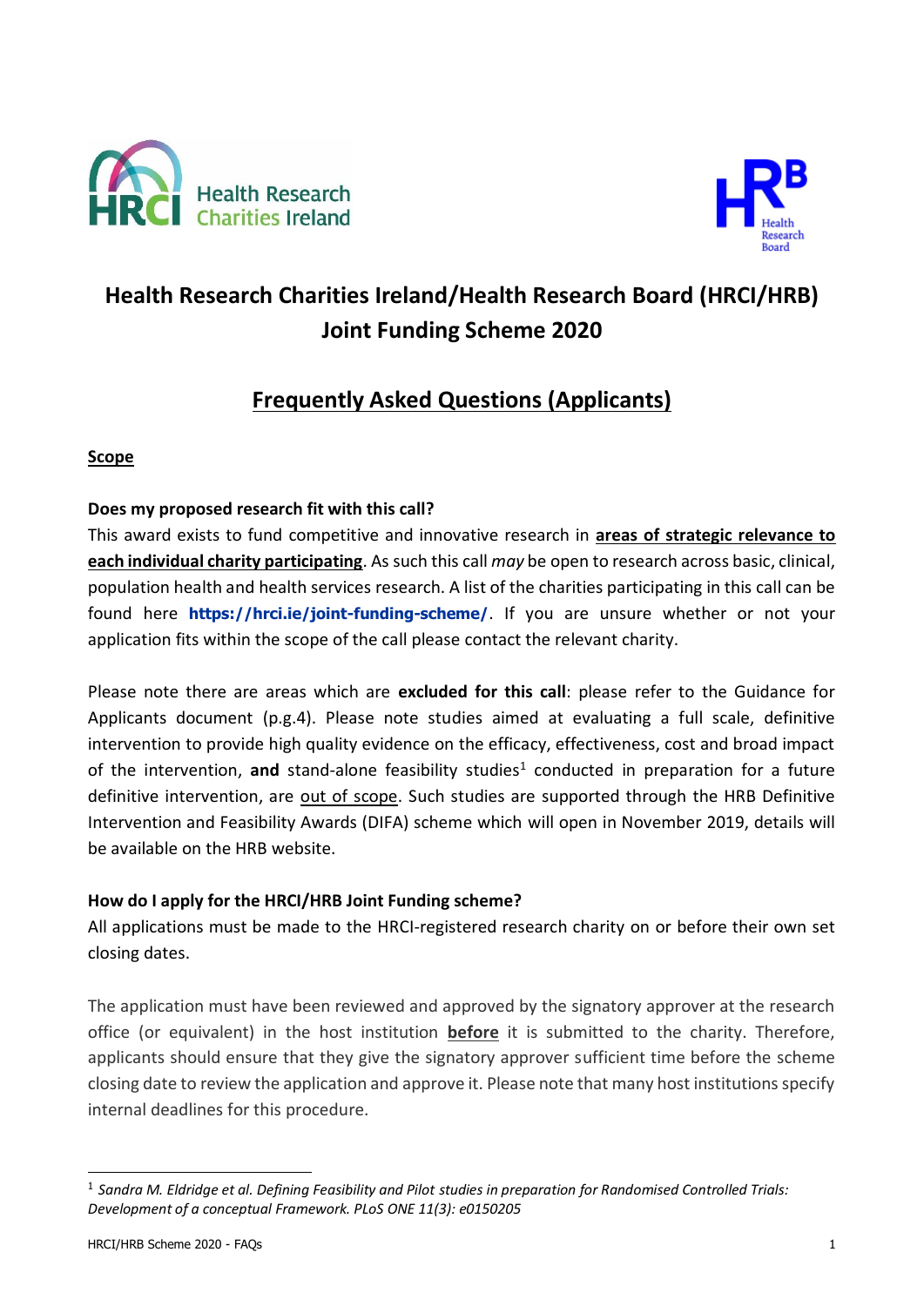# Health Research Charities Ireland/Health Research Board (HRCI/HRB) Joint Funding Scheme 2020

## Frequently Asked Questions (Applicants)

### Scope

**Does my proposed research fit with this call?**

This award exists to fund competitive and innovative research in **areas of strategic relevance to each individual charity participating**. As such this call *may* be open to research across basic, clinical, population health and health services research. A list of the charities participating in this call can be found here **https://hrci.ie/joint-funding-scheme/**. If you are unsure whether or not your application fits within the scope of the call please contact the relevant charity.

Please note there are areas which are **excluded for this call**: please refer to the Guidance for Applicants document (p.g.4). Please note studies aimed at evaluating a full scale, definitive intervention to provide high quality evidence on the efficacy, effectiveness, cost and broad impact of the intervention, **and** stand-alone feasibility studies[1] conducted in preparation for a future definitive intervention, are out of scope. Such studies are supported through the HRB Definitive Intervention and Feasibility Awards (DIFA) scheme which will open in November 2019, details will be available on the HRB website.

**How do I apply for the HRCI/HRB Joint Funding scheme?**

All applications must be made to the HRCI-registered research charity on or before their own set closing dates.

The application must have been reviewed and approved by the signatory approver at the research office (or equivalent) in the host institution **before** it is submitted to the charity. Therefore, applicants should ensure that they give the signatory approver sufficient time before the scheme closing date to review the application and approve it. Please note that many host institutions specify internal deadlines for this procedure.

[1] *Sandra M. Eldridge et al. Defining Feasibility and Pilot studies in preparation for Randomised Controlled Trials: Development of a conceptual Framework. PLoS ONE 11(3): e0150205*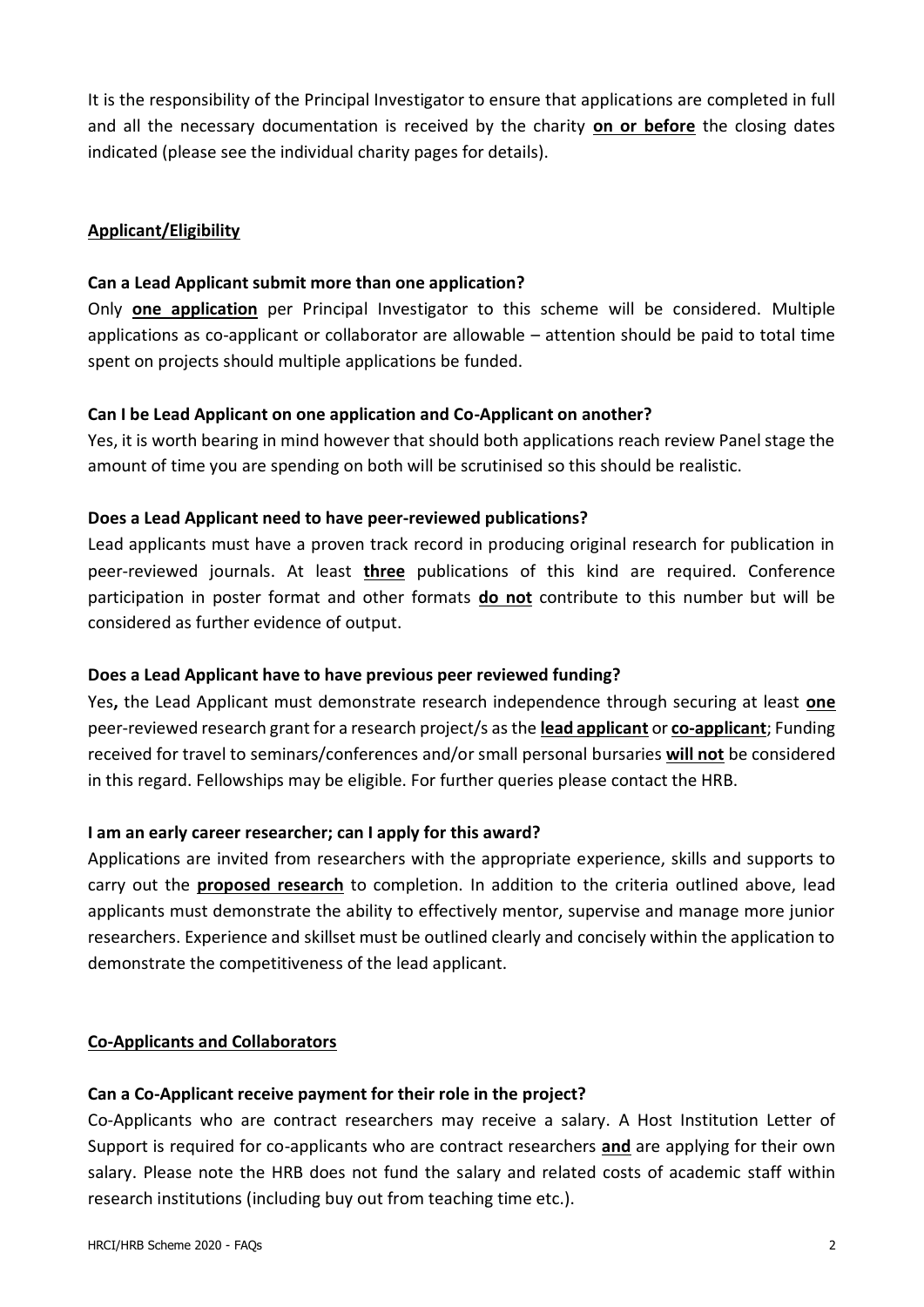It is the responsibility of the Principal Investigator to ensure that applications are completed in full and all the necessary documentation is received by the charity **on or before** the closing dates indicated (please see the individual charity pages for details).

## Applicant/Eligibility

### Can a Lead Applicant submit more than one application?

Only **one application** per Principal Investigator to this scheme will be considered. Multiple applications as co-applicant or collaborator are allowable – attention should be paid to total time spent on projects should multiple applications be funded.

### Can I be Lead Applicant on one application and Co-Applicant on another?

Yes, it is worth bearing in mind however that should both applications reach review Panel stage the amount of time you are spending on both will be scrutinised so this should be realistic.

### Does a Lead Applicant need to have peer-reviewed publications?

Lead applicants must have a proven track record in producing original research for publication in peer-reviewed journals. At least **three** publications of this kind are required. Conference participation in poster format and other formats **do not** contribute to this number but will be considered as further evidence of output.

### Does a Lead Applicant have to have previous peer reviewed funding?

Yes**,** the Lead Applicant must demonstrate research independence through securing at least **one** peer-reviewed research grant for a research project/s as the **lead applicant** or **co-applicant**; Funding received for travel to seminars/conferences and/or small personal bursaries **will not** be considered in this regard. Fellowships may be eligible. For further queries please contact the HRB.

### I am an early career researcher; can I apply for this award?

Applications are invited from researchers with the appropriate experience, skills and supports to carry out the **proposed research** to completion. In addition to the criteria outlined above, lead applicants must demonstrate the ability to effectively mentor, supervise and manage more junior researchers. Experience and skillset must be outlined clearly and concisely within the application to demonstrate the competitiveness of the lead applicant.

## Co-Applicants and Collaborators

### Can a Co-Applicant receive payment for their role in the project?

Co-Applicants who are contract researchers may receive a salary. A Host Institution Letter of Support is required for co-applicants who are contract researchers **and** are applying for their own salary. Please note the HRB does not fund the salary and related costs of academic staff within research institutions (including buy out from teaching time etc.).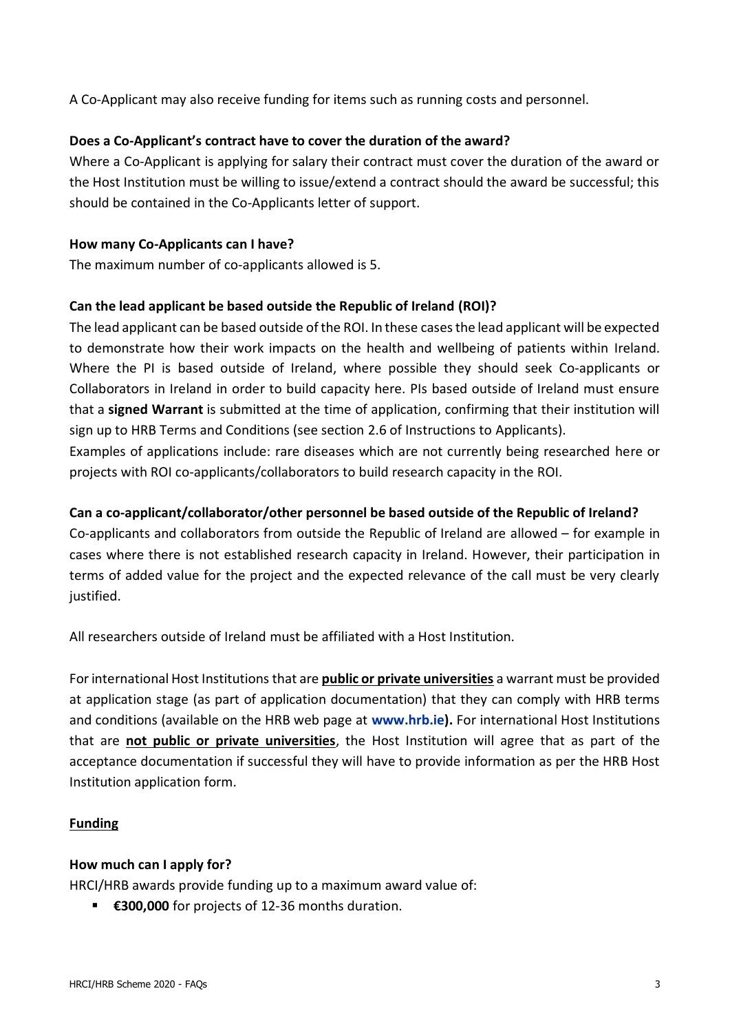A Co-Applicant may also receive funding for items such as running costs and personnel.

**Does a Co-Applicant's contract have to cover the duration of the award?**

Where a Co-Applicant is applying for salary their contract must cover the duration of the award or the Host Institution must be willing to issue/extend a contract should the award be successful; this should be contained in the Co-Applicants letter of support.

**How many Co-Applicants can I have?**

The maximum number of co-applicants allowed is 5.

**Can the lead applicant be based outside the Republic of Ireland (ROI)?**

The lead applicant can be based outside of the ROI. In these cases the lead applicant will be expected to demonstrate how their work impacts on the health and wellbeing of patients within Ireland. Where the PI is based outside of Ireland, where possible they should seek Co-applicants or Collaborators in Ireland in order to build capacity here. PIs based outside of Ireland must ensure that a **signed Warrant** is submitted at the time of application, confirming that their institution will sign up to HRB Terms and Conditions (see section 2.6 of Instructions to Applicants).

Examples of applications include: rare diseases which are not currently being researched here or projects with ROI co-applicants/collaborators to build research capacity in the ROI.

**Can a co-applicant/collaborator/other personnel be based outside of the Republic of Ireland?**

Co-applicants and collaborators from outside the Republic of Ireland are allowed – for example in cases where there is not established research capacity in Ireland. However, their participation in terms of added value for the project and the expected relevance of the call must be very clearly justified.

All researchers outside of Ireland must be affiliated with a Host Institution.

For international Host Institutions that are **public or private universities** a warrant must be provided at application stage (as part of application documentation) that they can comply with HRB terms and conditions (available on the HRB web page at **www.hrb.ie**). For international Host Institutions that are **not public or private universities**, the Host Institution will agree that as part of the acceptance documentation if successful they will have to provide information as per the HRB Host Institution application form.

## Funding

**How much can I apply for?**

HRCI/HRB awards provide funding up to a maximum award value of:

- **€300,000** for projects of 12-36 months duration.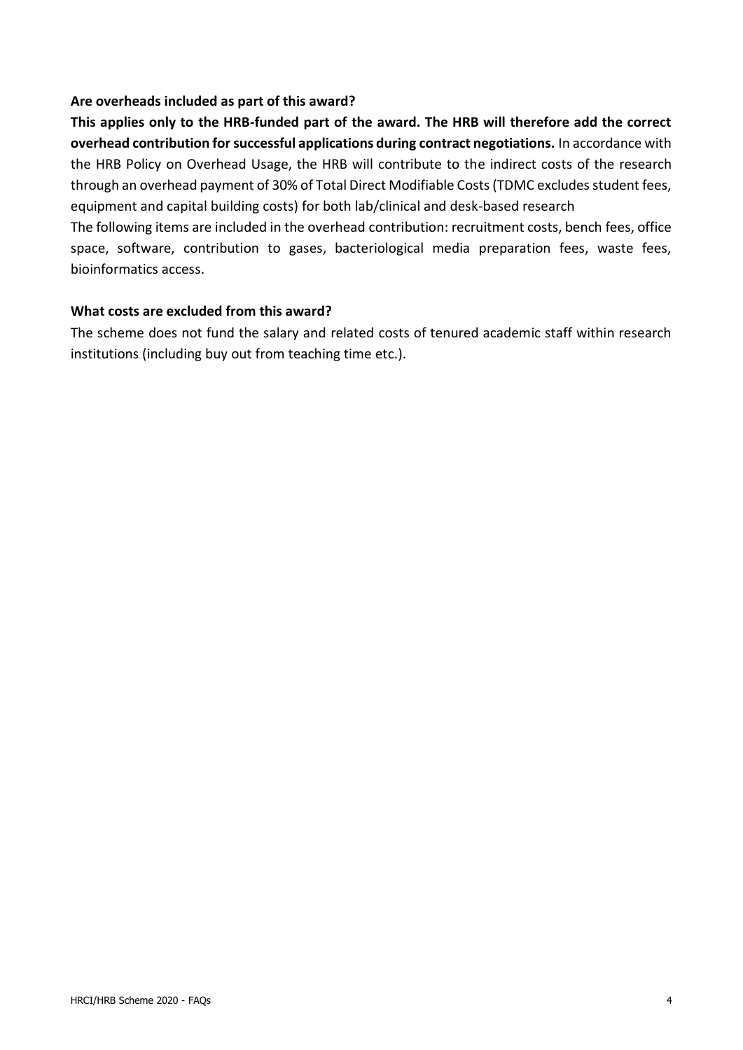**Are overheads included as part of this award?**

**This applies only to the HRB-funded part of the award. The HRB will therefore add the correct overhead contribution for successful applications during contract negotiations.** In accordance with the HRB Policy on Overhead Usage, the HRB will contribute to the indirect costs of the research through an overhead payment of 30% of Total Direct Modifiable Costs (TDMC excludes student fees, equipment and capital building costs) for both lab/clinical and desk-based research

The following items are included in the overhead contribution: recruitment costs, bench fees, office space, software, contribution to gases, bacteriological media preparation fees, waste fees, bioinformatics access.

**What costs are excluded from this award?**

The scheme does not fund the salary and related costs of tenured academic staff within research institutions (including buy out from teaching time etc.).